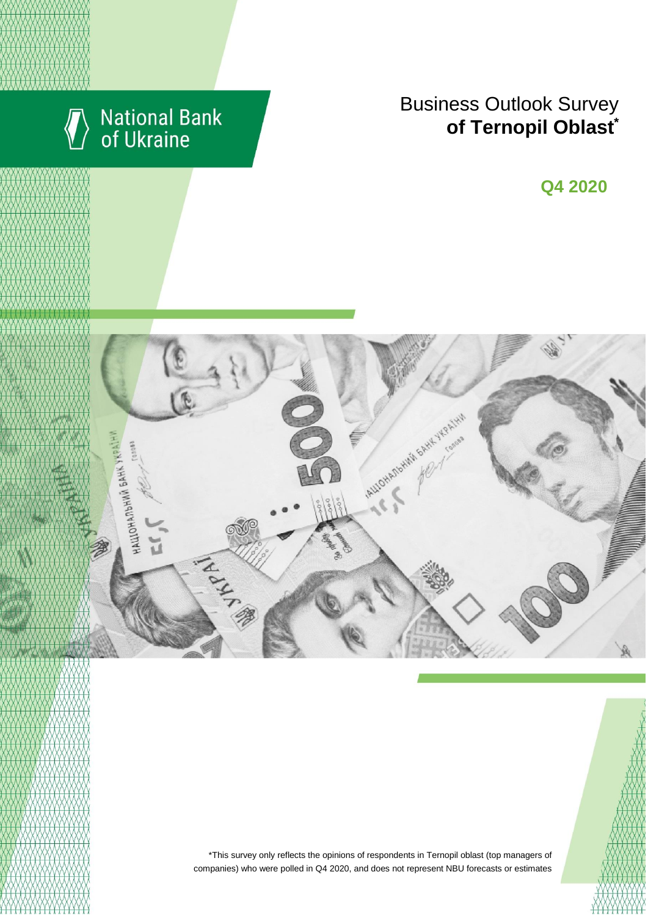National Bank of Ukraine

# Business Outlook Survey **of Ternopil Oblast***

## Q4 2020

*This survey only reflects the opinions of respondents in Ternopil oblast (top managers of companies) who were polled in Q4 2020, and does not represent NBU forecasts or estimates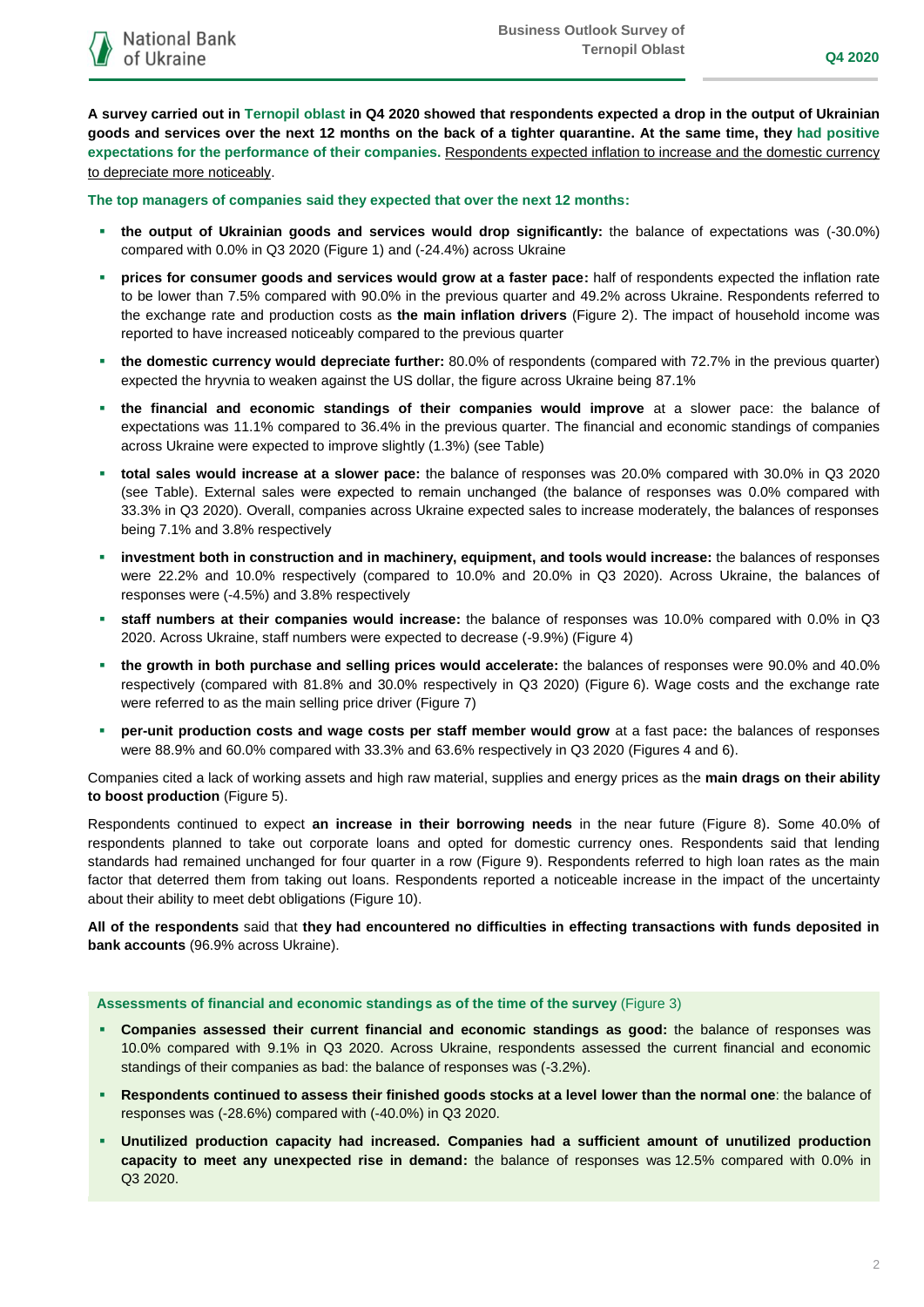**A survey carried out in Ternopil oblast in Q4 2020 showed that respondents expected a drop in the output of Ukrainian goods and services over the next 12 months on the back of a tighter quarantine. At the same time, they had positive expectations for the performance of their companies.** Respondents expected inflation to increase and the domestic currency to depreciate more noticeably.

**The top managers of companies said they expected that over the next 12 months:**

- **the output of Ukrainian goods and services would drop significantly:** the balance of expectations was (-30.0%) compared with 0.0% in Q3 2020 (Figure 1) and (-24.4%) across Ukraine
- **prices for consumer goods and services would grow at a faster pace:** half of respondents expected the inflation rate to be lower than 7.5% compared with 90.0% in the previous quarter and 49.2% across Ukraine. Respondents referred to the exchange rate and production costs as **the main inflation drivers** (Figure 2). The impact of household income was reported to have increased noticeably compared to the previous quarter
- **the domestic currency would depreciate further:** 80.0% of respondents (compared with 72.7% in the previous quarter) expected the hryvnia to weaken against the US dollar, the figure across Ukraine being 87.1%
- **the financial and economic standings of their companies would improve** at a slower pace: the balance of expectations was 11.1% compared to 36.4% in the previous quarter. The financial and economic standings of companies across Ukraine were expected to improve slightly (1.3%) (see Table)
- **total sales would increase at a slower pace:** the balance of responses was 20.0% compared with 30.0% in Q3 2020 (see Table). External sales were expected to remain unchanged (the balance of responses was 0.0% compared with 33.3% in Q3 2020). Overall, companies across Ukraine expected sales to increase moderately, the balances of responses being 7.1% and 3.8% respectively
- **investment both in construction and in machinery, equipment, and tools would increase:** the balances of responses were 22.2% and 10.0% respectively (compared to 10.0% and 20.0% in Q3 2020). Across Ukraine, the balances of responses were (-4.5%) and 3.8% respectively
- **staff numbers at their companies would increase:** the balance of responses was 10.0% compared with 0.0% in Q3 2020. Across Ukraine, staff numbers were expected to decrease (-9.9%) (Figure 4)
- **the growth in both purchase and selling prices would accelerate:** the balances of responses were 90.0% and 40.0% respectively (compared with 81.8% and 30.0% respectively in Q3 2020) (Figure 6). Wage costs and the exchange rate were referred to as the main selling price driver (Figure 7)
- **per-unit production costs and wage costs per staff member would grow** at a fast pace**:** the balances of responses were 88.9% and 60.0% compared with 33.3% and 63.6% respectively in Q3 2020 (Figures 4 and 6).

Companies cited a lack of working assets and high raw material, supplies and energy prices as the **main drags on their ability to boost production** (Figure 5).

Respondents continued to expect **an increase in their borrowing needs** in the near future (Figure 8). Some 40.0% of respondents planned to take out corporate loans and opted for domestic currency ones. Respondents said that lending standards had remained unchanged for four quarter in a row (Figure 9). Respondents referred to high loan rates as the main factor that deterred them from taking out loans. Respondents reported a noticeable increase in the impact of the uncertainty about their ability to meet debt obligations (Figure 10).

**All of the respondents** said that **they had encountered no difficulties in effecting transactions with funds deposited in bank accounts** (96.9% across Ukraine).

**Assessments of financial and economic standings as of the time of the survey** (Figure 3)

- **Companies assessed their current financial and economic standings as good:** the balance of responses was 10.0% compared with 9.1% in Q3 2020. Across Ukraine, respondents assessed the current financial and economic standings of their companies as bad: the balance of responses was (-3.2%).
- **Respondents continued to assess their finished goods stocks at a level lower than the normal one**: the balance of responses was (-28.6%) compared with (-40.0%) in Q3 2020.
- **Unutilized production capacity had increased. Companies had a sufficient amount of unutilized production capacity to meet any unexpected rise in demand:** the balance of responses was 12.5% compared with 0.0% in Q3 2020.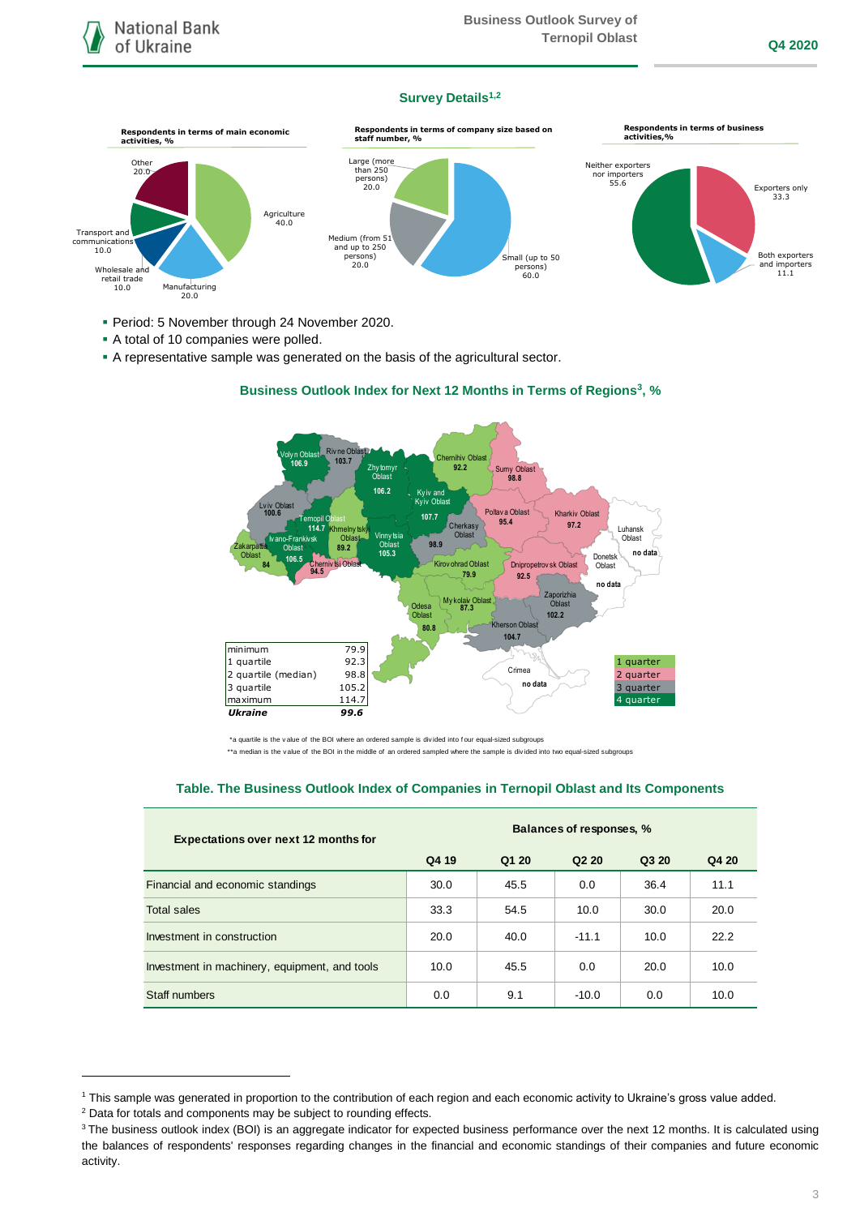## Survey Details[1,2]

**Respondents in terms of main economic activities, %**

- Agriculture 40.0
- Manufacturing 20.0
- Wholesale and retail trade 10.0
- Transport and communications 10.0
- Other 20.0

**Respondents in terms of company size based on staff number, %**

- Small (up to 50 persons) 60.0
- Medium (from 51 and up to 250 persons) 20.0
- Large (more than 250 persons) 20.0

**Respondents in terms of business activities,%**

- Exporters only 33.3
- Both exporters and importers 11.1
- Neither exporters nor importers 55.6

- Period: 5 November through 24 November 2020.
- A total of 10 companies were polled.
- A representative sample was generated on the basis of the agricultural sector.

## Business Outlook Index for Next 12 Months in Terms of Regions[3], %

| Region | BOI |
|---|---|
| Volyn Oblast | 106.9 |
| Rivne Oblast | 103.7 |
| Zhytomyr Oblast | 106.2 |
| Kyiv and Kyiv Oblast | 107.7 |
| Chernihiv Oblast | 92.2 |
| Sumy Oblast | 98.8 |
| Lviv Oblast | 100.6 |
| Ternopil Oblast | 114.7 |
| Khmelnytskyi Oblast | 89.2 |
| Vinnytsia Oblast | 105.3 |
| Cherkasy Oblast | 98.9 |
| Poltava Oblast | 95.4 |
| Kharkiv Oblast | 97.2 |
| Luhansk Oblast | no data |
| Zakarpattia Oblast | 84 |
| Ivano-Frankivsk Oblast | 106.5 |
| Chernivtsi Oblast | 94.5 |
| Kirovohrad Oblast | 79.9 |
| Dnipropetrovsk Oblast | 92.5 |
| Donetsk Oblast | no data |
| Odesa Oblast | 80.8 |
| Mykolaiv Oblast | 87.3 |
| Zaporizhia Oblast | 102.2 |
| Kherson Oblast | 104.7 |
| Crimea | no data |

| | |
|---|---|
| minimum | 79.9 |
| 1 quartile | 92.3 |
| 2 quartile (median) | 98.8 |
| 3 quartile | 105.2 |
| maximum | 114.7 |
| ***Ukraine*** | ***99.6*** |

Legend: 1 quarter, 2 quarter, 3 quarter, 4 quarter

*a quartile is the value of the BOI where an ordered sample is divided into four equal-sized subgroups

**a median is the value of the BOI in the middle of an ordered sampled where the sample is divided into two equal-sized subgroups

## Table. The Business Outlook Index of Companies in Ternopil Oblast and Its Components

| Expectations over next 12 months for | Balances of responses, % | | | | |
|---|---|---|---|---|---|
| | **Q4 19** | **Q1 20** | **Q2 20** | **Q3 20** | **Q4 20** |
| Financial and economic standings | 30.0 | 45.5 | 0.0 | 36.4 | 11.1 |
| Total sales | 33.3 | 54.5 | 10.0 | 30.0 | 20.0 |
| Investment in construction | 20.0 | 40.0 | -11.1 | 10.0 | 22.2 |
| Investment in machinery, equipment, and tools | 10.0 | 45.5 | 0.0 | 20.0 | 10.0 |
| Staff numbers | 0.0 | 9.1 | -10.0 | 0.0 | 10.0 |

---

[1] This sample was generated in proportion to the contribution of each region and each economic activity to Ukraine's gross value added.

[2] Data for totals and components may be subject to rounding effects.

[3] The business outlook index (BOI) is an aggregate indicator for expected business performance over the next 12 months. It is calculated using the balances of respondents' responses regarding changes in the financial and economic standings of their companies and future economic activity.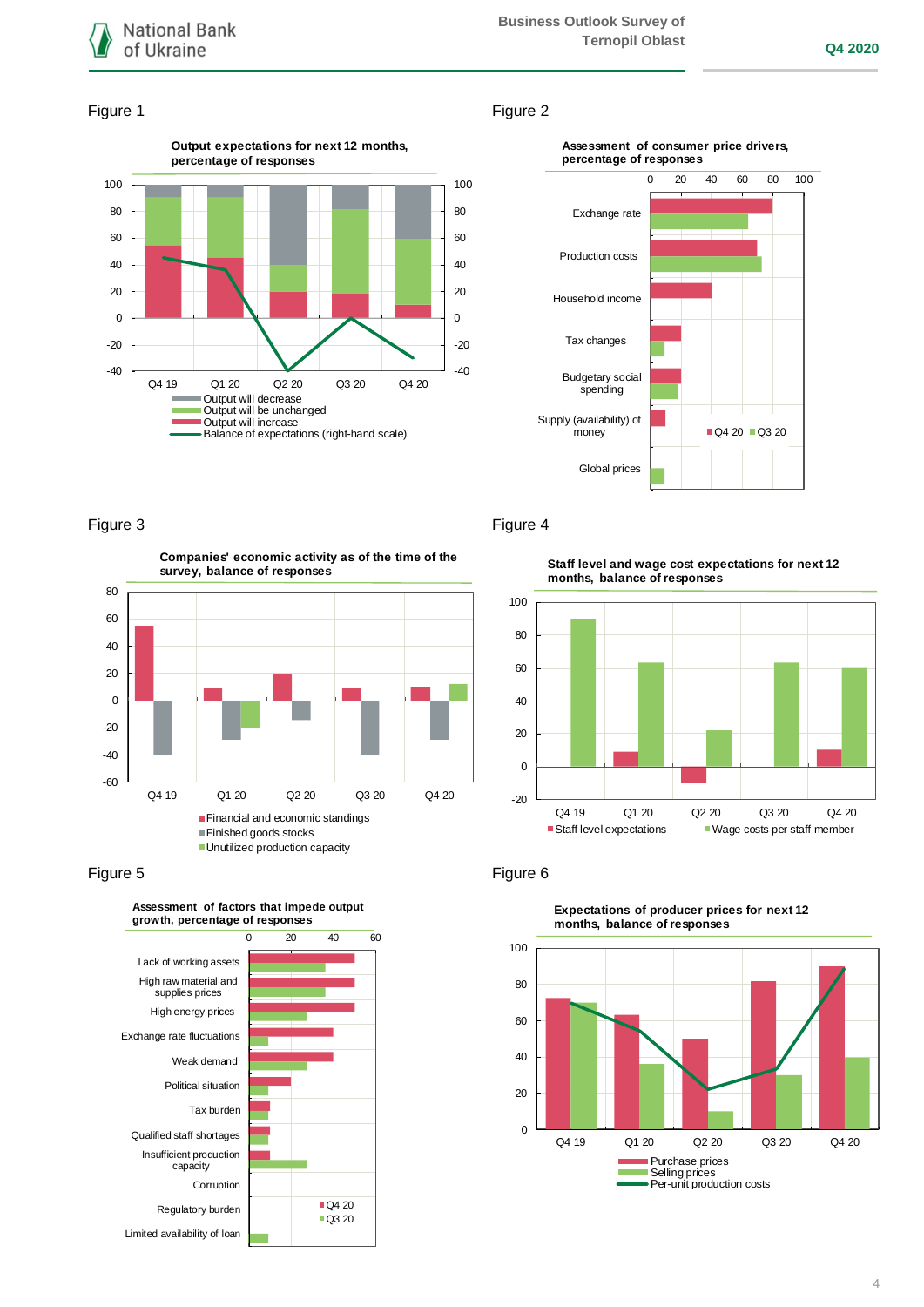Figure 1

**Output expectations for next 12 months, percentage of responses**

Output will decrease
Output will be unchanged
Output will increase
Balance of expectations (right-hand scale)

Figure 2

**Assessment of consumer price drivers, percentage of responses**

Exchange rate
Production costs
Household income
Tax changes
Budgetary social spending
Supply (availability) of money
Global prices

Q4 20 Q3 20

Figure 3

**Companies' economic activity as of the time of the survey, balance of responses**

Financial and economic standings
Finished goods stocks
Unutilized production capacity

Figure 4

**Staff level and wage cost expectations for next 12 months, balance of responses**

Staff level expectations
Wage costs per staff member

Figure 5

**Assessment of factors that impede output growth, percentage of responses**

Lack of working assets
High raw material and supplies prices
High energy prices
Exchange rate fluctuations
Weak demand
Political situation
Tax burden
Qualified staff shortages
Insufficient production capacity
Corruption
Regulatory burden
Limited availability of loan

Q4 20
Q3 20

Figure 6

**Expectations of producer prices for next 12 months, balance of responses**

Purchase prices
Selling prices
Per-unit production costs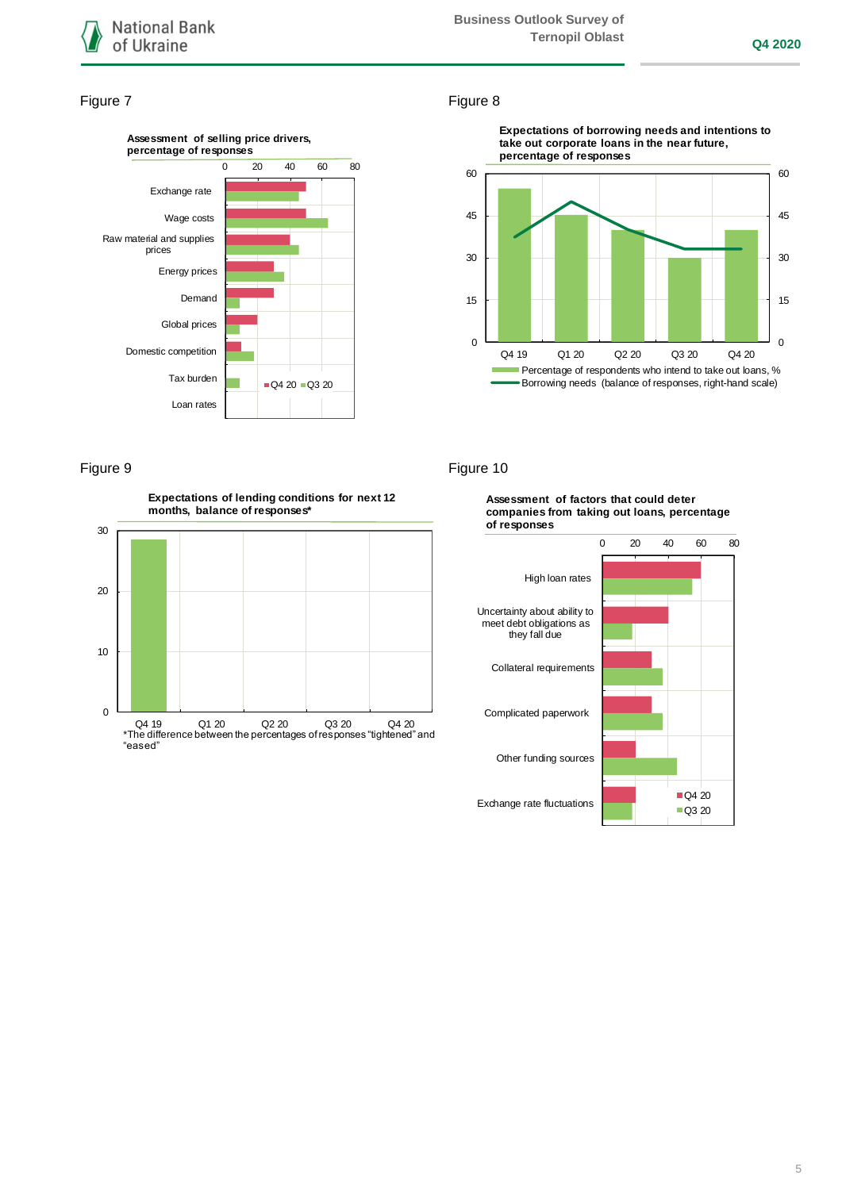Figure 7

**Assessment of selling price drivers, percentage of responses**

0 20 40 60 80

Exchange rate

Wage costs

Raw material and supplies prices

Energy prices

Demand

Global prices

Domestic competition

Tax burden

Loan rates

Q4 20 Q3 20

Figure 8

**Expectations of borrowing needs and intentions to take out corporate loans in the near future, percentage of responses**

60 45 30 15 0

Q4 19 Q1 20 Q2 20 Q3 20 Q4 20

Percentage of respondents who intend to take out loans, %

Borrowing needs (balance of responses, right-hand scale)

Figure 9

**Expectations of lending conditions for next 12 months, balance of responses***

30 20 10 0

Q4 19 Q1 20 Q2 20 Q3 20 Q4 20

*The difference between the percentages of responses "tightened" and "eased"

Figure 10

**Assessment of factors that could deter companies from taking out loans, percentage of responses**

0 20 40 60 80

High loan rates

Uncertainty about ability to meet debt obligations as they fall due

Collateral requirements

Complicated paperwork

Other funding sources

Exchange rate fluctuations

Q4 20

Q3 20